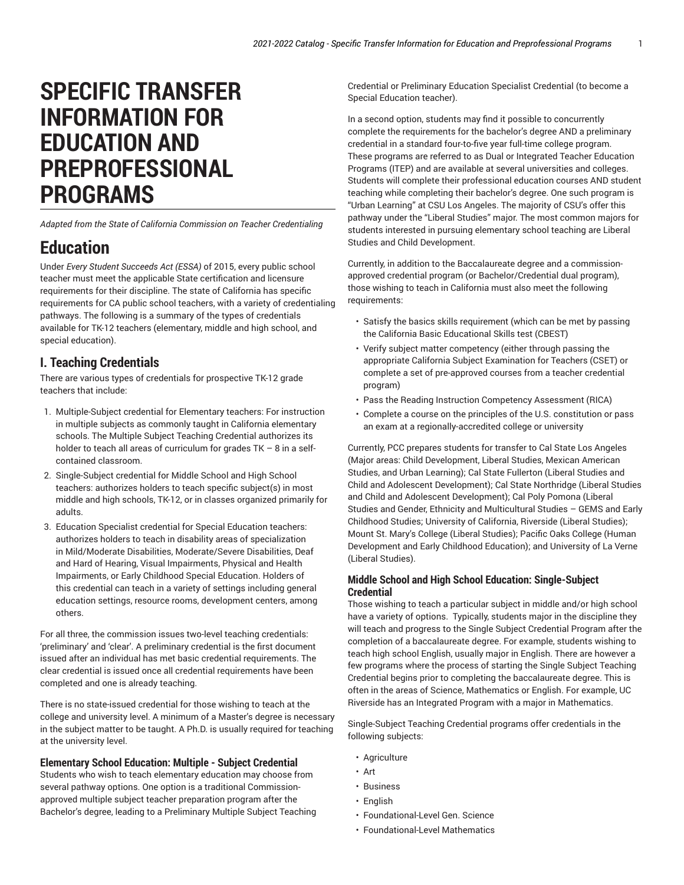# SPECIFIC TRANSFER INFORMATION FOR EDUCATION AND PREPROFESSIONAL PROGRAMS

*Adapted from the State of California Commission on Teacher Credentialing*

## Education

Under *Every Student Succeeds Act (ESSA)* of 2015, every public school teacher must meet the applicable State certification and licensure requirements for their discipline. The state of California has specific requirements for CA public school teachers, with a variety of credentialing pathways. The following is a summary of the types of credentials available for TK-12 teachers (elementary, middle and high school, and special education).

### I. Teaching Credentials

There are various types of credentials for prospective TK-12 grade teachers that include:

1. Multiple-Subject credential for Elementary teachers: For instruction in multiple subjects as commonly taught in California elementary schools. The Multiple Subject Teaching Credential authorizes its holder to teach all areas of curriculum for grades TK – 8 in a self-contained classroom.
2. Single-Subject credential for Middle School and High School teachers: authorizes holders to teach specific subject(s) in most middle and high schools, TK-12, or in classes organized primarily for adults.
3. Education Specialist credential for Special Education teachers: authorizes holders to teach in disability areas of specialization in Mild/Moderate Disabilities, Moderate/Severe Disabilities, Deaf and Hard of Hearing, Visual Impairments, Physical and Health Impairments, or Early Childhood Special Education. Holders of this credential can teach in a variety of settings including general education settings, resource rooms, development centers, among others.

For all three, the commission issues two-level teaching credentials: 'preliminary' and 'clear'. A preliminary credential is the first document issued after an individual has met basic credential requirements. The clear credential is issued once all credential requirements have been completed and one is already teaching.

There is no state-issued credential for those wishing to teach at the college and university level. A minimum of a Master's degree is necessary in the subject matter to be taught. A Ph.D. is usually required for teaching at the university level.

#### Elementary School Education: Multiple - Subject Credential

Students who wish to teach elementary education may choose from several pathway options. One option is a traditional Commission-approved multiple subject teacher preparation program after the Bachelor's degree, leading to a Preliminary Multiple Subject Teaching Credential or Preliminary Education Specialist Credential (to become a Special Education teacher).

In a second option, students may find it possible to concurrently complete the requirements for the bachelor's degree AND a preliminary credential in a standard four-to-five year full-time college program. These programs are referred to as Dual or Integrated Teacher Education Programs (ITEP) and are available at several universities and colleges. Students will complete their professional education courses AND student teaching while completing their bachelor's degree. One such program is "Urban Learning" at CSU Los Angeles. The majority of CSU's offer this pathway under the "Liberal Studies" major. The most common majors for students interested in pursuing elementary school teaching are Liberal Studies and Child Development.

Currently, in addition to the Baccalaureate degree and a commission-approved credential program (or Bachelor/Credential dual program), those wishing to teach in California must also meet the following requirements:

- Satisfy the basics skills requirement (which can be met by passing the California Basic Educational Skills test (CBEST)
- Verify subject matter competency (either through passing the appropriate California Subject Examination for Teachers (CSET) or complete a set of pre-approved courses from a teacher credential program)
- Pass the Reading Instruction Competency Assessment (RICA)
- Complete a course on the principles of the U.S. constitution or pass an exam at a regionally-accredited college or university

Currently, PCC prepares students for transfer to Cal State Los Angeles (Major areas: Child Development, Liberal Studies, Mexican American Studies, and Urban Learning); Cal State Fullerton (Liberal Studies and Child and Adolescent Development); Cal State Northridge (Liberal Studies and Child and Adolescent Development); Cal Poly Pomona (Liberal Studies and Gender, Ethnicity and Multicultural Studies – GEMS and Early Childhood Studies; University of California, Riverside (Liberal Studies); Mount St. Mary's College (Liberal Studies); Pacific Oaks College (Human Development and Early Childhood Education); and University of La Verne (Liberal Studies).

#### Middle School and High School Education: Single-Subject Credential

Those wishing to teach a particular subject in middle and/or high school have a variety of options. Typically, students major in the discipline they will teach and progress to the Single Subject Credential Program after the completion of a baccalaureate degree. For example, students wishing to teach high school English, usually major in English. There are however a few programs where the process of starting the Single Subject Teaching Credential begins prior to completing the baccalaureate degree. This is often in the areas of Science, Mathematics or English. For example, UC Riverside has an Integrated Program with a major in Mathematics.

Single-Subject Teaching Credential programs offer credentials in the following subjects:

- Agriculture
- Art
- Business
- English
- Foundational-Level Gen. Science
- Foundational-Level Mathematics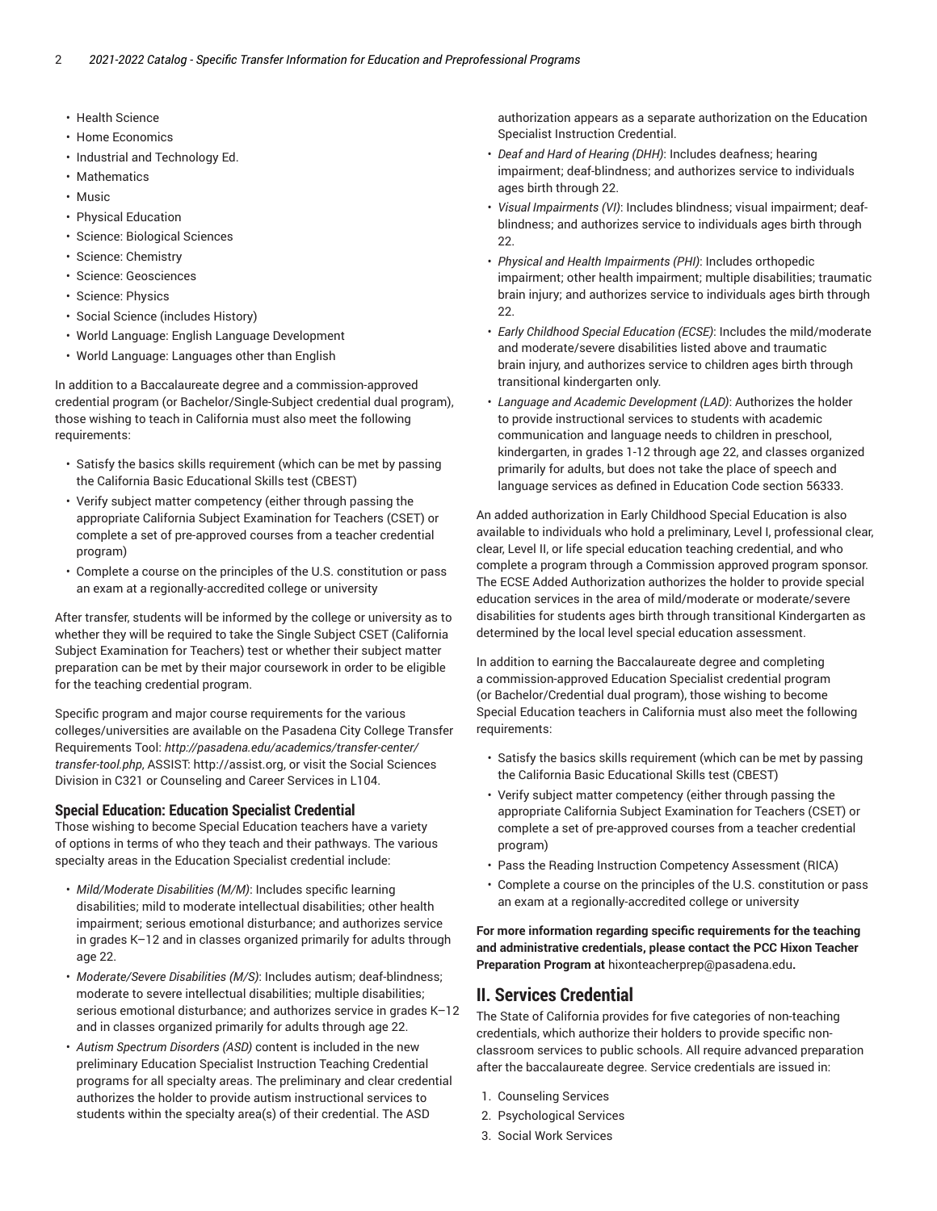- Health Science
- Home Economics
- Industrial and Technology Ed.
- Mathematics
- Music
- Physical Education
- Science: Biological Sciences
- Science: Chemistry
- Science: Geosciences
- Science: Physics
- Social Science (includes History)
- World Language: English Language Development
- World Language: Languages other than English

In addition to a Baccalaureate degree and a commission-approved credential program (or Bachelor/Single-Subject credential dual program), those wishing to teach in California must also meet the following requirements:

- Satisfy the basics skills requirement (which can be met by passing the California Basic Educational Skills test (CBEST)
- Verify subject matter competency (either through passing the appropriate California Subject Examination for Teachers (CSET) or complete a set of pre-approved courses from a teacher credential program)
- Complete a course on the principles of the U.S. constitution or pass an exam at a regionally-accredited college or university

After transfer, students will be informed by the college or university as to whether they will be required to take the Single Subject CSET (California Subject Examination for Teachers) test or whether their subject matter preparation can be met by their major coursework in order to be eligible for the teaching credential program.

Specific program and major course requirements for the various colleges/universities are available on the Pasadena City College Transfer Requirements Tool: *http://pasadena.edu/academics/transfer-center/transfer-tool.php*, ASSIST: http://assist.org, or visit the Social Sciences Division in C321 or Counseling and Career Services in L104.

### Special Education: Education Specialist Credential

Those wishing to become Special Education teachers have a variety of options in terms of who they teach and their pathways. The various specialty areas in the Education Specialist credential include:

- *Mild/Moderate Disabilities (M/M)*: Includes specific learning disabilities; mild to moderate intellectual disabilities; other health impairment; serious emotional disturbance; and authorizes service in grades K–12 and in classes organized primarily for adults through age 22.
- *Moderate/Severe Disabilities (M/S)*: Includes autism; deaf-blindness; moderate to severe intellectual disabilities; multiple disabilities; serious emotional disturbance; and authorizes service in grades K–12 and in classes organized primarily for adults through age 22.
- *Autism Spectrum Disorders (ASD)* content is included in the new preliminary Education Specialist Instruction Teaching Credential programs for all specialty areas. The preliminary and clear credential authorizes the holder to provide autism instructional services to students within the specialty area(s) of their credential. The ASD authorization appears as a separate authorization on the Education Specialist Instruction Credential.
- *Deaf and Hard of Hearing (DHH)*: Includes deafness; hearing impairment; deaf-blindness; and authorizes service to individuals ages birth through 22.
- *Visual Impairments (VI)*: Includes blindness; visual impairment; deaf-blindness; and authorizes service to individuals ages birth through 22.
- *Physical and Health Impairments (PHI)*: Includes orthopedic impairment; other health impairment; multiple disabilities; traumatic brain injury; and authorizes service to individuals ages birth through 22.
- *Early Childhood Special Education (ECSE)*: Includes the mild/moderate and moderate/severe disabilities listed above and traumatic brain injury, and authorizes service to children ages birth through transitional kindergarten only.
- *Language and Academic Development (LAD)*: Authorizes the holder to provide instructional services to students with academic communication and language needs to children in preschool, kindergarten, in grades 1-12 through age 22, and classes organized primarily for adults, but does not take the place of speech and language services as defined in Education Code section 56333.

An added authorization in Early Childhood Special Education is also available to individuals who hold a preliminary, Level I, professional clear, clear, Level II, or life special education teaching credential, and who complete a program through a Commission approved program sponsor. The ECSE Added Authorization authorizes the holder to provide special education services in the area of mild/moderate or moderate/severe disabilities for students ages birth through transitional Kindergarten as determined by the local level special education assessment.

In addition to earning the Baccalaureate degree and completing a commission-approved Education Specialist credential program (or Bachelor/Credential dual program), those wishing to become Special Education teachers in California must also meet the following requirements:

- Satisfy the basics skills requirement (which can be met by passing the California Basic Educational Skills test (CBEST)
- Verify subject matter competency (either through passing the appropriate California Subject Examination for Teachers (CSET) or complete a set of pre-approved courses from a teacher credential program)
- Pass the Reading Instruction Competency Assessment (RICA)
- Complete a course on the principles of the U.S. constitution or pass an exam at a regionally-accredited college or university

**For more information regarding specific requirements for the teaching and administrative credentials, please contact the PCC Hixon Teacher Preparation Program at** hixonteacherprep@pasadena.edu**.**

## II. Services Credential

The State of California provides for five categories of non-teaching credentials, which authorize their holders to provide specific non-classroom services to public schools. All require advanced preparation after the baccalaureate degree. Service credentials are issued in:

1. Counseling Services
2. Psychological Services
3. Social Work Services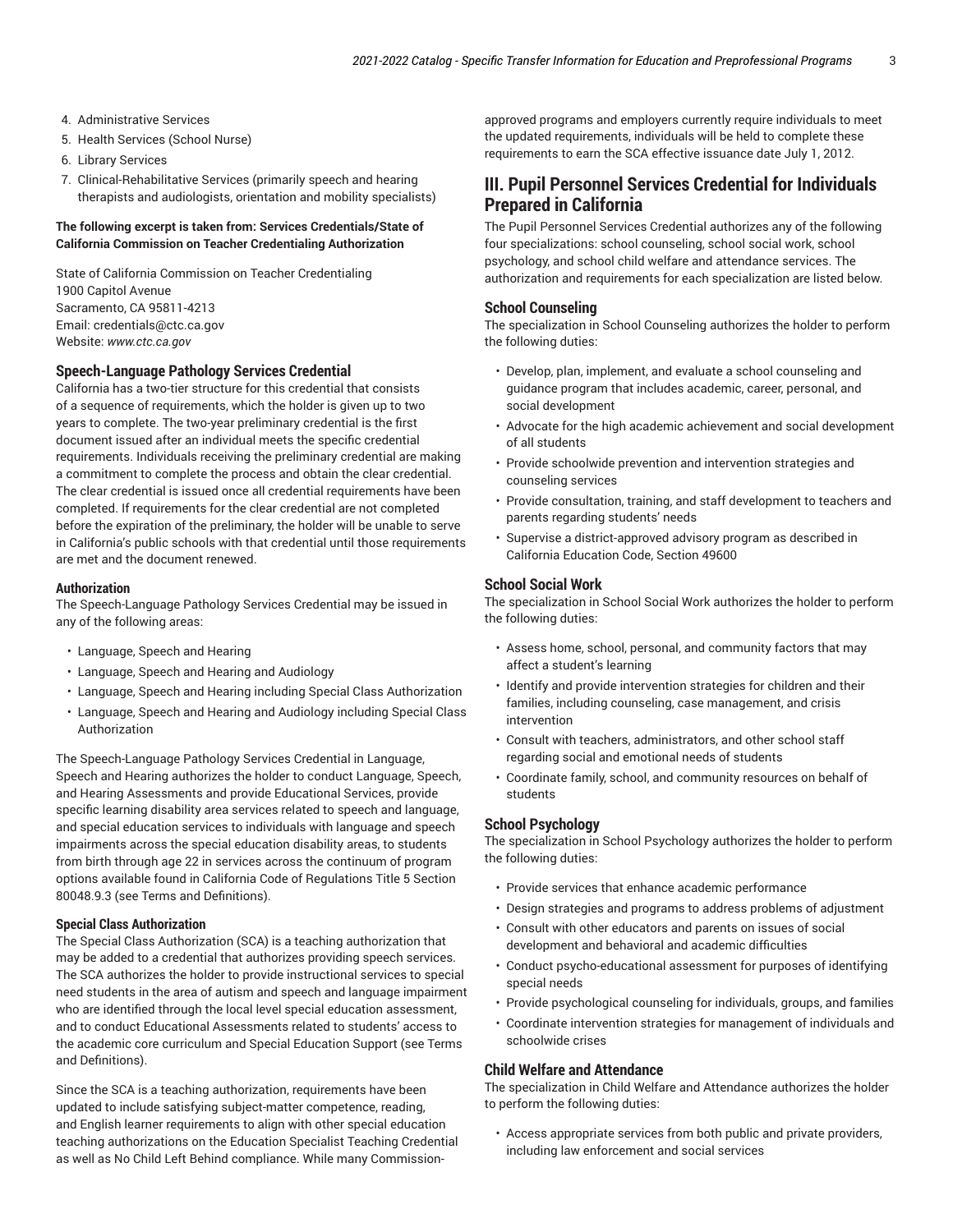4. Administrative Services
5. Health Services (School Nurse)
6. Library Services
7. Clinical-Rehabilitative Services (primarily speech and hearing therapists and audiologists, orientation and mobility specialists)

**The following excerpt is taken from: Services Credentials/State of California Commission on Teacher Credentialing Authorization**

State of California Commission on Teacher Credentialing
1900 Capitol Avenue
Sacramento, CA 95811-4213
Email: credentials@ctc.ca.gov
Website: *www.ctc.ca.gov*

### Speech-Language Pathology Services Credential

California has a two-tier structure for this credential that consists of a sequence of requirements, which the holder is given up to two years to complete. The two-year preliminary credential is the first document issued after an individual meets the specific credential requirements. Individuals receiving the preliminary credential are making a commitment to complete the process and obtain the clear credential. The clear credential is issued once all credential requirements have been completed. If requirements for the clear credential are not completed before the expiration of the preliminary, the holder will be unable to serve in California's public schools with that credential until those requirements are met and the document renewed.

#### Authorization

The Speech-Language Pathology Services Credential may be issued in any of the following areas:

- Language, Speech and Hearing
- Language, Speech and Hearing and Audiology
- Language, Speech and Hearing including Special Class Authorization
- Language, Speech and Hearing and Audiology including Special Class Authorization

The Speech-Language Pathology Services Credential in Language, Speech and Hearing authorizes the holder to conduct Language, Speech, and Hearing Assessments and provide Educational Services, provide specific learning disability area services related to speech and language, and special education services to individuals with language and speech impairments across the special education disability areas, to students from birth through age 22 in services across the continuum of program options available found in California Code of Regulations Title 5 Section 80048.9.3 (see Terms and Definitions).

#### Special Class Authorization

The Special Class Authorization (SCA) is a teaching authorization that may be added to a credential that authorizes providing speech services. The SCA authorizes the holder to provide instructional services to special need students in the area of autism and speech and language impairment who are identified through the local level special education assessment, and to conduct Educational Assessments related to students' access to the academic core curriculum and Special Education Support (see Terms and Definitions).

Since the SCA is a teaching authorization, requirements have been updated to include satisfying subject-matter competence, reading, and English learner requirements to align with other special education teaching authorizations on the Education Specialist Teaching Credential as well as No Child Left Behind compliance. While many Commission-approved programs and employers currently require individuals to meet the updated requirements, individuals will be held to complete these requirements to earn the SCA effective issuance date July 1, 2012.

## III. Pupil Personnel Services Credential for Individuals Prepared in California

The Pupil Personnel Services Credential authorizes any of the following four specializations: school counseling, school social work, school psychology, and school child welfare and attendance services. The authorization and requirements for each specialization are listed below.

### School Counseling

The specialization in School Counseling authorizes the holder to perform the following duties:

- Develop, plan, implement, and evaluate a school counseling and guidance program that includes academic, career, personal, and social development
- Advocate for the high academic achievement and social development of all students
- Provide schoolwide prevention and intervention strategies and counseling services
- Provide consultation, training, and staff development to teachers and parents regarding students' needs
- Supervise a district-approved advisory program as described in California Education Code, Section 49600

### School Social Work

The specialization in School Social Work authorizes the holder to perform the following duties:

- Assess home, school, personal, and community factors that may affect a student's learning
- Identify and provide intervention strategies for children and their families, including counseling, case management, and crisis intervention
- Consult with teachers, administrators, and other school staff regarding social and emotional needs of students
- Coordinate family, school, and community resources on behalf of students

### School Psychology

The specialization in School Psychology authorizes the holder to perform the following duties:

- Provide services that enhance academic performance
- Design strategies and programs to address problems of adjustment
- Consult with other educators and parents on issues of social development and behavioral and academic difficulties
- Conduct psycho-educational assessment for purposes of identifying special needs
- Provide psychological counseling for individuals, groups, and families
- Coordinate intervention strategies for management of individuals and schoolwide crises

### Child Welfare and Attendance

The specialization in Child Welfare and Attendance authorizes the holder to perform the following duties:

- Access appropriate services from both public and private providers, including law enforcement and social services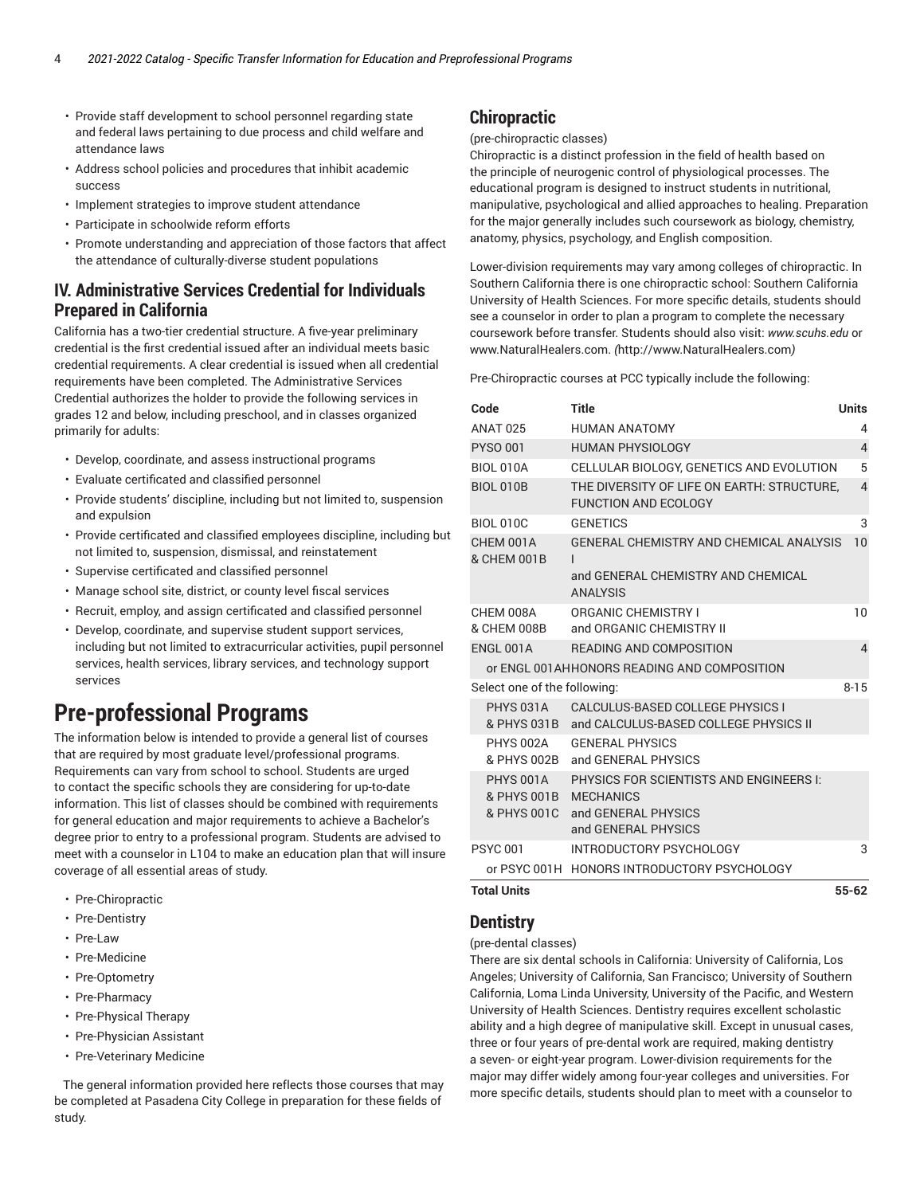- Provide staff development to school personnel regarding state and federal laws pertaining to due process and child welfare and attendance laws
- Address school policies and procedures that inhibit academic success
- Implement strategies to improve student attendance
- Participate in schoolwide reform efforts
- Promote understanding and appreciation of those factors that affect the attendance of culturally-diverse student populations

## IV. Administrative Services Credential for Individuals Prepared in California

California has a two-tier credential structure. A five-year preliminary credential is the first credential issued after an individual meets basic credential requirements. A clear credential is issued when all credential requirements have been completed. The Administrative Services Credential authorizes the holder to provide the following services in grades 12 and below, including preschool, and in classes organized primarily for adults:

- Develop, coordinate, and assess instructional programs
- Evaluate certificated and classified personnel
- Provide students' discipline, including but not limited to, suspension and expulsion
- Provide certificated and classified employees discipline, including but not limited to, suspension, dismissal, and reinstatement
- Supervise certificated and classified personnel
- Manage school site, district, or county level fiscal services
- Recruit, employ, and assign certificated and classified personnel
- Develop, coordinate, and supervise student support services, including but not limited to extracurricular activities, pupil personnel services, health services, library services, and technology support services

# Pre-professional Programs

The information below is intended to provide a general list of courses that are required by most graduate level/professional programs. Requirements can vary from school to school. Students are urged to contact the specific schools they are considering for up-to-date information. This list of classes should be combined with requirements for general education and major requirements to achieve a Bachelor's degree prior to entry to a professional program. Students are advised to meet with a counselor in L104 to make an education plan that will insure coverage of all essential areas of study.

- Pre-Chiropractic
- Pre-Dentistry
- Pre-Law
- Pre-Medicine
- Pre-Optometry
- Pre-Pharmacy
- Pre-Physical Therapy
- Pre-Physician Assistant
- Pre-Veterinary Medicine

The general information provided here reflects those courses that may be completed at Pasadena City College in preparation for these fields of study.

## Chiropractic

(pre-chiropractic classes)

Chiropractic is a distinct profession in the field of health based on the principle of neurogenic control of physiological processes. The educational program is designed to instruct students in nutritional, manipulative, psychological and allied approaches to healing. Preparation for the major generally includes such coursework as biology, chemistry, anatomy, physics, psychology, and English composition.

Lower-division requirements may vary among colleges of chiropractic. In Southern California there is one chiropractic school: Southern California University of Health Sciences. For more specific details, students should see a counselor in order to plan a program to complete the necessary coursework before transfer. Students should also visit: *www.scuhs.edu* or www.NaturalHealers.com. *(*http://www.NaturalHealers.com*)*

Pre-Chiropractic courses at PCC typically include the following:

| Code | Title | Units |
|---|---|---|
| ANAT 025 | HUMAN ANATOMY | 4 |
| PYSO 001 | HUMAN PHYSIOLOGY | 4 |
| BIOL 010A | CELLULAR BIOLOGY, GENETICS AND EVOLUTION | 5 |
| BIOL 010B | THE DIVERSITY OF LIFE ON EARTH: STRUCTURE, FUNCTION AND ECOLOGY | 4 |
| BIOL 010C | GENETICS | 3 |
| CHEM 001A & CHEM 001B | GENERAL CHEMISTRY AND CHEMICAL ANALYSIS I and GENERAL CHEMISTRY AND CHEMICAL ANALYSIS | 10 |
| CHEM 008A & CHEM 008B | ORGANIC CHEMISTRY I and ORGANIC CHEMISTRY II | 10 |
| ENGL 001A | READING AND COMPOSITION | 4 |
| or ENGL 001AH | HONORS READING AND COMPOSITION | |
| Select one of the following: | | 8-15 |
| PHYS 031A & PHYS 031B | CALCULUS-BASED COLLEGE PHYSICS I and CALCULUS-BASED COLLEGE PHYSICS II | |
| PHYS 002A & PHYS 002B | GENERAL PHYSICS and GENERAL PHYSICS | |
| PHYS 001A & PHYS 001B & PHYS 001C | PHYSICS FOR SCIENTISTS AND ENGINEERS I: MECHANICS and GENERAL PHYSICS and GENERAL PHYSICS | |
| PSYC 001 | INTRODUCTORY PSYCHOLOGY | 3 |
| or PSYC 001H | HONORS INTRODUCTORY PSYCHOLOGY | |
| **Total Units** | | **55-62** |

## Dentistry

(pre-dental classes)

There are six dental schools in California: University of California, Los Angeles; University of California, San Francisco; University of Southern California, Loma Linda University, University of the Pacific, and Western University of Health Sciences. Dentistry requires excellent scholastic ability and a high degree of manipulative skill. Except in unusual cases, three or four years of pre-dental work are required, making dentistry a seven- or eight-year program. Lower-division requirements for the major may differ widely among four-year colleges and universities. For more specific details, students should plan to meet with a counselor to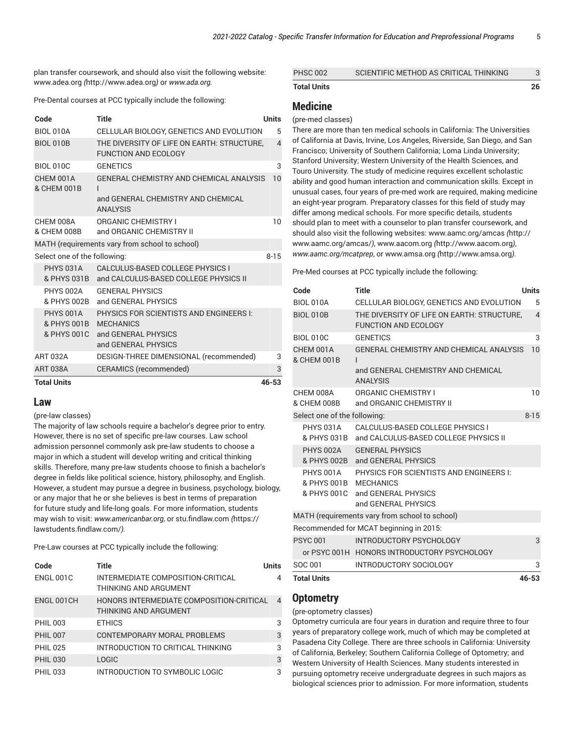plan transfer coursework, and should also visit the following website: www.adea.org *(*http://www.adea.org*)* or *www.ada.org*.

Pre-Dental courses at PCC typically include the following:

| Code | Title | Units |
|---|---|---|
| BIOL 010A | CELLULAR BIOLOGY, GENETICS AND EVOLUTION | 5 |
| BIOL 010B | THE DIVERSITY OF LIFE ON EARTH: STRUCTURE, FUNCTION AND ECOLOGY | 4 |
| BIOL 010C | GENETICS | 3 |
| CHEM 001A & CHEM 001B | GENERAL CHEMISTRY AND CHEMICAL ANALYSIS I and GENERAL CHEMISTRY AND CHEMICAL ANALYSIS | 10 |
| CHEM 008A & CHEM 008B | ORGANIC CHEMISTRY I and ORGANIC CHEMISTRY II | 10 |
| MATH (requirements vary from school to school) | | |
| Select one of the following: | | 8-15 |
| PHYS 031A & PHYS 031B | CALCULUS-BASED COLLEGE PHYSICS I and CALCULUS-BASED COLLEGE PHYSICS II | |
| PHYS 002A & PHYS 002B | GENERAL PHYSICS and GENERAL PHYSICS | |
| PHYS 001A & PHYS 001B & PHYS 001C | PHYSICS FOR SCIENTISTS AND ENGINEERS I: MECHANICS and GENERAL PHYSICS and GENERAL PHYSICS | |
| ART 032A | DESIGN-THREE DIMENSIONAL (recommended) | 3 |
| ART 038A | CERAMICS (recommended) | 3 |
| **Total Units** | | **46-53** |

## Law

(pre-law classes)

The majority of law schools require a bachelor's degree prior to entry. However, there is no set of specific pre-law courses. Law school admission personnel commonly ask pre-law students to choose a major in which a student will develop writing and critical thinking skills. Therefore, many pre-law students choose to finish a bachelor's degree in fields like political science, history, philosophy, and English. However, a student may pursue a degree in business, psychology, biology, or any major that he or she believes is best in terms of preparation for future study and life-long goals. For more information, students may wish to visit: *www.americanbar.org*, or stu.findlaw.com *(*https://lawstudents.findlaw.com/*)*.

Pre-Law courses at PCC typically include the following:

| Code | Title | Units |
|---|---|---|
| ENGL 001C | INTERMEDIATE COMPOSITION-CRITICAL THINKING AND ARGUMENT | 4 |
| ENGL 001CH | HONORS INTERMEDIATE COMPOSITION-CRITICAL THINKING AND ARGUMENT | 4 |
| PHIL 003 | ETHICS | 3 |
| PHIL 007 | CONTEMPORARY MORAL PROBLEMS | 3 |
| PHIL 025 | INTRODUCTION TO CRITICAL THINKING | 3 |
| PHIL 030 | LOGIC | 3 |
| PHIL 033 | INTRODUCTION TO SYMBOLIC LOGIC | 3 |
| PHSC 002 | SCIENTIFIC METHOD AS CRITICAL THINKING | 3 |
| **Total Units** | | **26** |

## Medicine

(pre-med classes)

There are more than ten medical schools in California: The Universities of California at Davis, Irvine, Los Angeles, Riverside, San Diego, and San Francisco; University of Southern California; Loma Linda University; Stanford University; Western University of the Health Sciences, and Touro University. The study of medicine requires excellent scholastic ability and good human interaction and communication skills. Except in unusual cases, four years of pre-med work are required, making medicine an eight-year program. Preparatory classes for this field of study may differ among medical schools. For more specific details, students should plan to meet with a counselor to plan transfer coursework, and should also visit the following websites: www.aamc.org/amcas *(*http://www.aamc.org/amcas/*)*, www.aacom.org *(*http://www.aacom.org*)*, *www.aamc.org/mcatprep*, or www.amsa.org *(*http://www.amsa.org*)*.

Pre-Med courses at PCC typically include the following:

| Code | Title | Units |
|---|---|---|
| BIOL 010A | CELLULAR BIOLOGY, GENETICS AND EVOLUTION | 5 |
| BIOL 010B | THE DIVERSITY OF LIFE ON EARTH: STRUCTURE, FUNCTION AND ECOLOGY | 4 |
| BIOL 010C | GENETICS | 3 |
| CHEM 001A & CHEM 001B | GENERAL CHEMISTRY AND CHEMICAL ANALYSIS I and GENERAL CHEMISTRY AND CHEMICAL ANALYSIS | 10 |
| CHEM 008A & CHEM 008B | ORGANIC CHEMISTRY I and ORGANIC CHEMISTRY II | 10 |
| Select one of the following: | | 8-15 |
| PHYS 031A & PHYS 031B | CALCULUS-BASED COLLEGE PHYSICS I and CALCULUS-BASED COLLEGE PHYSICS II | |
| PHYS 002A & PHYS 002B | GENERAL PHYSICS and GENERAL PHYSICS | |
| PHYS 001A & PHYS 001B & PHYS 001C | PHYSICS FOR SCIENTISTS AND ENGINEERS I: MECHANICS and GENERAL PHYSICS and GENERAL PHYSICS | |
| MATH (requirements vary from school to school) | | |
| Recommended for MCAT beginning in 2015: | | |
| PSYC 001 | INTRODUCTORY PSYCHOLOGY | 3 |
| or PSYC 001H | HONORS INTRODUCTORY PSYCHOLOGY | |
| SOC 001 | INTRODUCTORY SOCIOLOGY | 3 |
| **Total Units** | | **46-53** |

## Optometry

(pre-optometry classes)

Optometry curricula are four years in duration and require three to four years of preparatory college work, much of which may be completed at Pasadena City College. There are three schools in California: University of California, Berkeley; Southern California College of Optometry; and Western University of Health Sciences. Many students interested in pursuing optometry receive undergraduate degrees in such majors as biological sciences prior to admission. For more information, students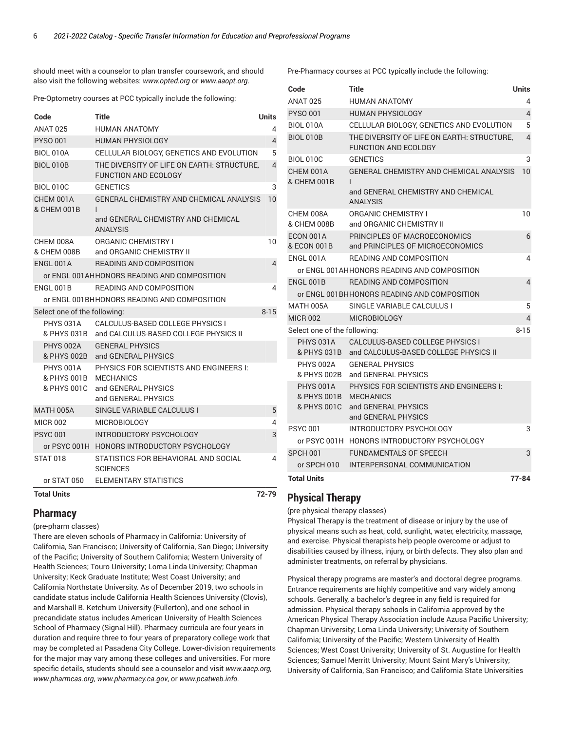should meet with a counselor to plan transfer coursework, and should also visit the following websites: *www.opted.org* or *www.aaopt.org*.

Pre-Optometry courses at PCC typically include the following:

| Code | Title | Units |
|---|---|---|
| ANAT 025 | HUMAN ANATOMY | 4 |
| PYSO 001 | HUMAN PHYSIOLOGY | 4 |
| BIOL 010A | CELLULAR BIOLOGY, GENETICS AND EVOLUTION | 5 |
| BIOL 010B | THE DIVERSITY OF LIFE ON EARTH: STRUCTURE, FUNCTION AND ECOLOGY | 4 |
| BIOL 010C | GENETICS | 3 |
| CHEM 001A & CHEM 001B | GENERAL CHEMISTRY AND CHEMICAL ANALYSIS I and GENERAL CHEMISTRY AND CHEMICAL ANALYSIS | 10 |
| CHEM 008A & CHEM 008B | ORGANIC CHEMISTRY I and ORGANIC CHEMISTRY II | 10 |
| ENGL 001A | READING AND COMPOSITION | 4 |
| or ENGL 001AH | HONORS READING AND COMPOSITION | |
| ENGL 001B | READING AND COMPOSITION | 4 |
| or ENGL 001BH | HONORS READING AND COMPOSITION | |
| Select one of the following: | | 8-15 |
| PHYS 031A & PHYS 031B | CALCULUS-BASED COLLEGE PHYSICS I and CALCULUS-BASED COLLEGE PHYSICS II | |
| PHYS 002A & PHYS 002B | GENERAL PHYSICS and GENERAL PHYSICS | |
| PHYS 001A & PHYS 001B & PHYS 001C | PHYSICS FOR SCIENTISTS AND ENGINEERS I: MECHANICS and GENERAL PHYSICS and GENERAL PHYSICS | |
| MATH 005A | SINGLE VARIABLE CALCULUS I | 5 |
| MICR 002 | MICROBIOLOGY | 4 |
| PSYC 001 | INTRODUCTORY PSYCHOLOGY | 3 |
| or PSYC 001H | HONORS INTRODUCTORY PSYCHOLOGY | |
| STAT 018 | STATISTICS FOR BEHAVIORAL AND SOCIAL SCIENCES | 4 |
| or STAT 050 | ELEMENTARY STATISTICS | |
| **Total Units** | | **72-79** |

## Pharmacy

(pre-pharm classes)

There are eleven schools of Pharmacy in California: University of California, San Francisco; University of California, San Diego; University of the Pacific; University of Southern California; Western University of Health Sciences; Touro University; Loma Linda University; Chapman University; Keck Graduate Institute; West Coast University; and California Northstate University. As of December 2019, two schools in candidate status include California Health Sciences University (Clovis), and Marshall B. Ketchum University (Fullerton), and one school in precandidate status includes American University of Health Sciences School of Pharmacy (Signal Hill). Pharmacy curricula are four years in duration and require three to four years of preparatory college work that may be completed at Pasadena City College. Lower-division requirements for the major may vary among these colleges and universities. For more specific details, students should see a counselor and visit *www.aacp.org*, *www.pharmcas.org*, *www.pharmacy.ca.gov*, or *www.pcatweb.info*.

Pre-Pharmacy courses at PCC typically include the following:

| Code | Title | Units |
|---|---|---|
| ANAT 025 | HUMAN ANATOMY | 4 |
| PYSO 001 | HUMAN PHYSIOLOGY | 4 |
| BIOL 010A | CELLULAR BIOLOGY, GENETICS AND EVOLUTION | 5 |
| BIOL 010B | THE DIVERSITY OF LIFE ON EARTH: STRUCTURE, FUNCTION AND ECOLOGY | 4 |
| BIOL 010C | GENETICS | 3 |
| CHEM 001A & CHEM 001B | GENERAL CHEMISTRY AND CHEMICAL ANALYSIS I and GENERAL CHEMISTRY AND CHEMICAL ANALYSIS | 10 |
| CHEM 008A & CHEM 008B | ORGANIC CHEMISTRY I and ORGANIC CHEMISTRY II | 10 |
| ECON 001A & ECON 001B | PRINCIPLES OF MACROECONOMICS and PRINCIPLES OF MICROECONOMICS | 6 |
| ENGL 001A | READING AND COMPOSITION | 4 |
| or ENGL 001AH | HONORS READING AND COMPOSITION | |
| ENGL 001B | READING AND COMPOSITION | 4 |
| or ENGL 001BH | HONORS READING AND COMPOSITION | |
| MATH 005A | SINGLE VARIABLE CALCULUS I | 5 |
| MICR 002 | MICROBIOLOGY | 4 |
| Select one of the following: | | 8-15 |
| PHYS 031A & PHYS 031B | CALCULUS-BASED COLLEGE PHYSICS I and CALCULUS-BASED COLLEGE PHYSICS II | |
| PHYS 002A & PHYS 002B | GENERAL PHYSICS and GENERAL PHYSICS | |
| PHYS 001A & PHYS 001B & PHYS 001C | PHYSICS FOR SCIENTISTS AND ENGINEERS I: MECHANICS and GENERAL PHYSICS and GENERAL PHYSICS | |
| PSYC 001 | INTRODUCTORY PSYCHOLOGY | 3 |
| or PSYC 001H | HONORS INTRODUCTORY PSYCHOLOGY | |
| SPCH 001 | FUNDAMENTALS OF SPEECH | 3 |
| or SPCH 010 | INTERPERSONAL COMMUNICATION | |
| **Total Units** | | **77-84** |

## Physical Therapy

(pre-physical therapy classes)

Physical Therapy is the treatment of disease or injury by the use of physical means such as heat, cold, sunlight, water, electricity, massage, and exercise. Physical therapists help people overcome or adjust to disabilities caused by illness, injury, or birth defects. They also plan and administer treatments, on referral by physicians.

Physical therapy programs are master's and doctoral degree programs. Entrance requirements are highly competitive and vary widely among schools. Generally, a bachelor's degree in any field is required for admission. Physical therapy schools in California approved by the American Physical Therapy Association include Azusa Pacific University; Chapman University; Loma Linda University; University of Southern California; University of the Pacific; Western University of Health Sciences; West Coast University; University of St. Augustine for Health Sciences; Samuel Merritt University; Mount Saint Mary's University; University of California, San Francisco; and California State Universities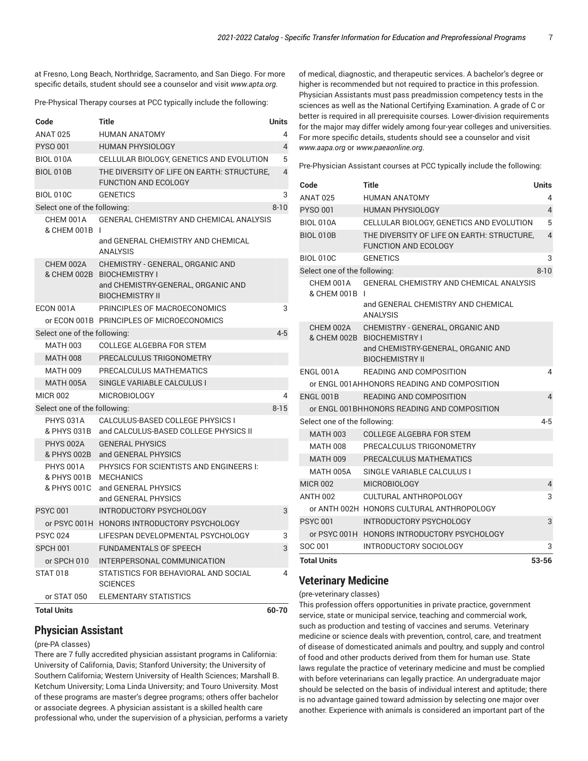at Fresno, Long Beach, Northridge, Sacramento, and San Diego. For more specific details, student should see a counselor and visit *www.apta.org*.

Pre-Physical Therapy courses at PCC typically include the following:

| Code | Title | Units |
|---|---|---|
| ANAT 025 | HUMAN ANATOMY | 4 |
| PYSO 001 | HUMAN PHYSIOLOGY | 4 |
| BIOL 010A | CELLULAR BIOLOGY, GENETICS AND EVOLUTION | 5 |
| BIOL 010B | THE DIVERSITY OF LIFE ON EARTH: STRUCTURE, FUNCTION AND ECOLOGY | 4 |
| BIOL 010C | GENETICS | 3 |
| Select one of the following: | | 8-10 |
| CHEM 001A & CHEM 001B | GENERAL CHEMISTRY AND CHEMICAL ANALYSIS I and GENERAL CHEMISTRY AND CHEMICAL ANALYSIS | |
| CHEM 002A & CHEM 002B | CHEMISTRY - GENERAL, ORGANIC AND BIOCHEMISTRY I and CHEMISTRY-GENERAL, ORGANIC AND BIOCHEMISTRY II | |
| ECON 001A | PRINCIPLES OF MACROECONOMICS | 3 |
| or ECON 001B | PRINCIPLES OF MICROECONOMICS | |
| Select one of the following: | | 4-5 |
| MATH 003 | COLLEGE ALGEBRA FOR STEM | |
| MATH 008 | PRECALCULUS TRIGONOMETRY | |
| MATH 009 | PRECALCULUS MATHEMATICS | |
| MATH 005A | SINGLE VARIABLE CALCULUS I | |
| MICR 002 | MICROBIOLOGY | 4 |
| Select one of the following: | | 8-15 |
| PHYS 031A & PHYS 031B | CALCULUS-BASED COLLEGE PHYSICS I and CALCULUS-BASED COLLEGE PHYSICS II | |
| PHYS 002A & PHYS 002B | GENERAL PHYSICS and GENERAL PHYSICS | |
| PHYS 001A & PHYS 001B & PHYS 001C | PHYSICS FOR SCIENTISTS AND ENGINEERS I: MECHANICS and GENERAL PHYSICS and GENERAL PHYSICS | |
| PSYC 001 | INTRODUCTORY PSYCHOLOGY | 3 |
| or PSYC 001H | HONORS INTRODUCTORY PSYCHOLOGY | |
| PSYC 024 | LIFESPAN DEVELOPMENTAL PSYCHOLOGY | 3 |
| SPCH 001 | FUNDAMENTALS OF SPEECH | 3 |
| or SPCH 010 | INTERPERSONAL COMMUNICATION | |
| STAT 018 | STATISTICS FOR BEHAVIORAL AND SOCIAL SCIENCES | 4 |
| or STAT 050 | ELEMENTARY STATISTICS | |
| **Total Units** | | **60-70** |

## Physician Assistant

(pre-PA classes)

There are 7 fully accredited physician assistant programs in California: University of California, Davis; Stanford University; the University of Southern California; Western University of Health Sciences; Marshall B. Ketchum University; Loma Linda University; and Touro University. Most of these programs are master's degree programs; others offer bachelor or associate degrees. A physician assistant is a skilled health care professional who, under the supervision of a physician, performs a variety of medical, diagnostic, and therapeutic services. A bachelor's degree or higher is recommended but not required to practice in this profession. Physician Assistants must pass preadmission competency tests in the sciences as well as the National Certifying Examination. A grade of C or better is required in all prerequisite courses. Lower-division requirements for the major may differ widely among four-year colleges and universities. For more specific details, students should see a counselor and visit *www.aapa.org* or *www.paeaonline.org*.

Pre-Physician Assistant courses at PCC typically include the following:

| Code | Title | Units |
|---|---|---|
| ANAT 025 | HUMAN ANATOMY | 4 |
| PYSO 001 | HUMAN PHYSIOLOGY | 4 |
| BIOL 010A | CELLULAR BIOLOGY, GENETICS AND EVOLUTION | 5 |
| BIOL 010B | THE DIVERSITY OF LIFE ON EARTH: STRUCTURE, FUNCTION AND ECOLOGY | 4 |
| BIOL 010C | GENETICS | 3 |
| Select one of the following: | | 8-10 |
| CHEM 001A & CHEM 001B | GENERAL CHEMISTRY AND CHEMICAL ANALYSIS I and GENERAL CHEMISTRY AND CHEMICAL ANALYSIS | |
| CHEM 002A & CHEM 002B | CHEMISTRY - GENERAL, ORGANIC AND BIOCHEMISTRY I and CHEMISTRY-GENERAL, ORGANIC AND BIOCHEMISTRY II | |
| ENGL 001A | READING AND COMPOSITION | 4 |
| or ENGL 001AH | HONORS READING AND COMPOSITION | |
| ENGL 001B | READING AND COMPOSITION | 4 |
| or ENGL 001BH | HONORS READING AND COMPOSITION | |
| Select one of the following: | | 4-5 |
| MATH 003 | COLLEGE ALGEBRA FOR STEM | |
| MATH 008 | PRECALCULUS TRIGONOMETRY | |
| MATH 009 | PRECALCULUS MATHEMATICS | |
| MATH 005A | SINGLE VARIABLE CALCULUS I | |
| MICR 002 | MICROBIOLOGY | 4 |
| ANTH 002 | CULTURAL ANTHROPOLOGY | 3 |
| or ANTH 002H | HONORS CULTURAL ANTHROPOLOGY | |
| PSYC 001 | INTRODUCTORY PSYCHOLOGY | 3 |
| or PSYC 001H | HONORS INTRODUCTORY PSYCHOLOGY | |
| SOC 001 | INTRODUCTORY SOCIOLOGY | 3 |
| **Total Units** | | **53-56** |

## Veterinary Medicine

(pre-veterinary classes)

This profession offers opportunities in private practice, government service, state or municipal service, teaching and commercial work, such as production and testing of vaccines and serums. Veterinary medicine or science deals with prevention, control, care, and treatment of disease of domesticated animals and poultry, and supply and control of food and other products derived from them for human use. State laws regulate the practice of veterinary medicine and must be complied with before veterinarians can legally practice. An undergraduate major should be selected on the basis of individual interest and aptitude; there is no advantage gained toward admission by selecting one major over another. Experience with animals is considered an important part of the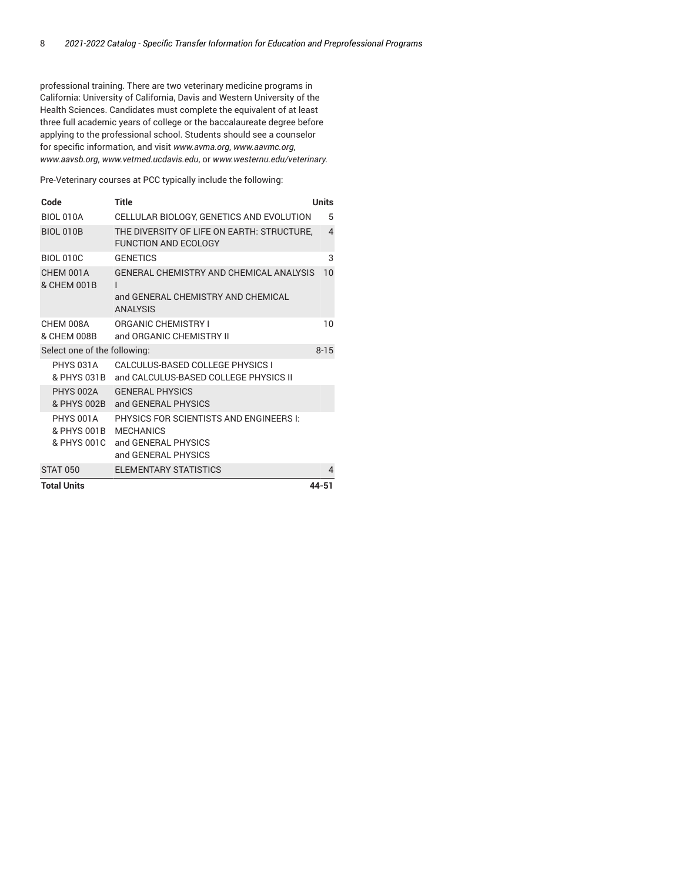professional training. There are two veterinary medicine programs in California: University of California, Davis and Western University of the Health Sciences. Candidates must complete the equivalent of at least three full academic years of college or the baccalaureate degree before applying to the professional school. Students should see a counselor for specific information, and visit *www.avma.org*, *www.aavmc.org*, *www.aavsb.org*, *www.vetmed.ucdavis.edu*, or *www.westernu.edu/veterinary.*

Pre-Veterinary courses at PCC typically include the following:

| Code | Title | Units |
|---|---|---|
| BIOL 010A | CELLULAR BIOLOGY, GENETICS AND EVOLUTION | 5 |
| BIOL 010B | THE DIVERSITY OF LIFE ON EARTH: STRUCTURE, FUNCTION AND ECOLOGY | 4 |
| BIOL 010C | GENETICS | 3 |
| CHEM 001A & CHEM 001B | GENERAL CHEMISTRY AND CHEMICAL ANALYSIS I and GENERAL CHEMISTRY AND CHEMICAL ANALYSIS | 10 |
| CHEM 008A & CHEM 008B | ORGANIC CHEMISTRY I and ORGANIC CHEMISTRY II | 10 |
| Select one of the following: | | 8-15 |
| PHYS 031A & PHYS 031B | CALCULUS-BASED COLLEGE PHYSICS I and CALCULUS-BASED COLLEGE PHYSICS II | |
| PHYS 002A & PHYS 002B | GENERAL PHYSICS and GENERAL PHYSICS | |
| PHYS 001A & PHYS 001B & PHYS 001C | PHYSICS FOR SCIENTISTS AND ENGINEERS I: MECHANICS and GENERAL PHYSICS and GENERAL PHYSICS | |
| STAT 050 | ELEMENTARY STATISTICS | 4 |
| **Total Units** | | **44-51** |